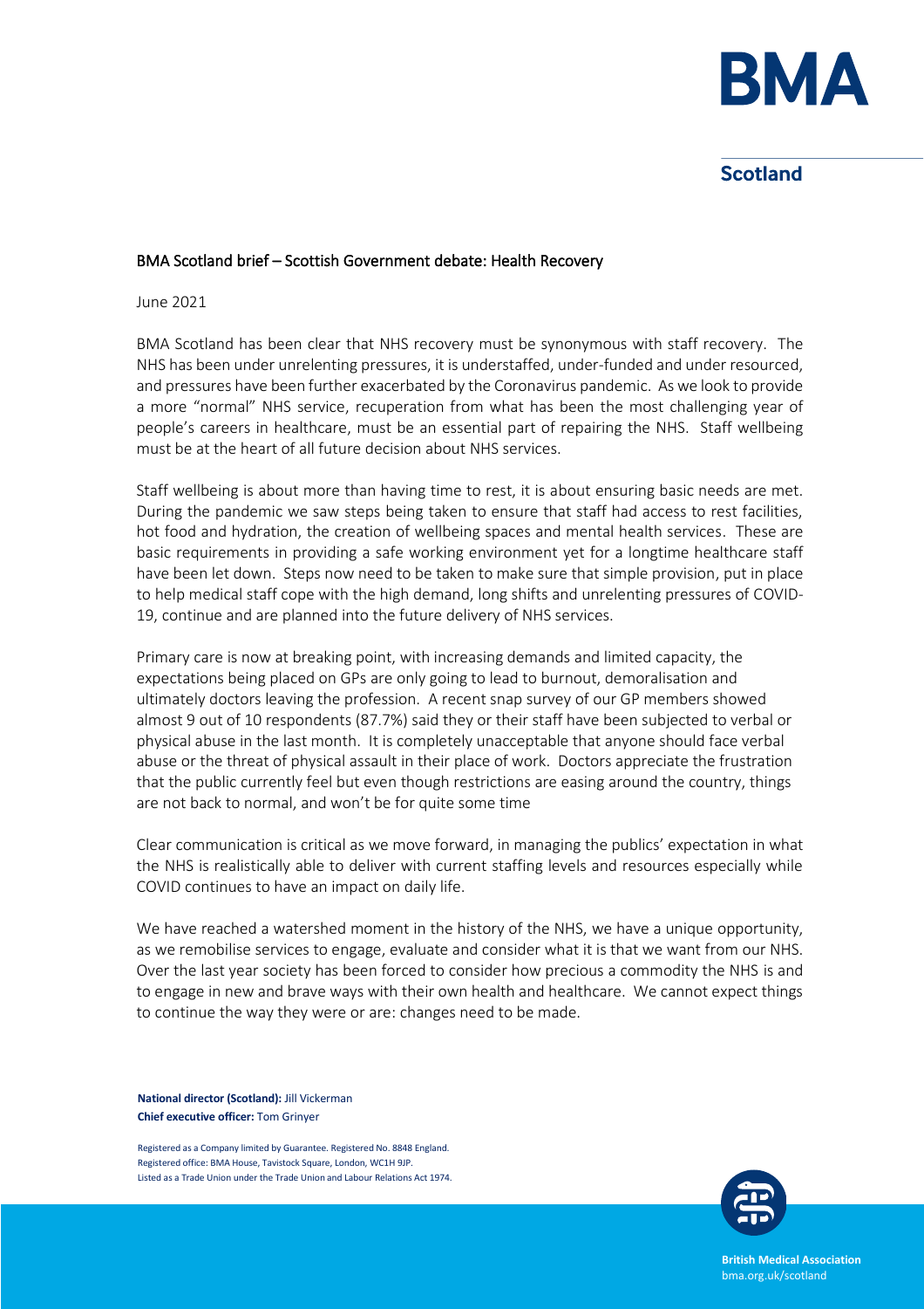**BMA**

**Scotland**

## BMA Scotland brief – Scottish Government debate: Health Recovery

June 2021

BMA Scotland has been clear that NHS recovery must be synonymous with staff recovery. The NHS has been under unrelenting pressures, it is understaffed, under-funded and under resourced, and pressures have been further exacerbated by the Coronavirus pandemic. As we look to provide a more "normal" NHS service, recuperation from what has been the most challenging year of people's careers in healthcare, must be an essential part of repairing the NHS. Staff wellbeing must be at the heart of all future decision about NHS services.

Staff wellbeing is about more than having time to rest, it is about ensuring basic needs are met. During the pandemic we saw steps being taken to ensure that staff had access to rest facilities, hot food and hydration, the creation of wellbeing spaces and mental health services. These are basic requirements in providing a safe working environment yet for a longtime healthcare staff have been let down. Steps now need to be taken to make sure that simple provision, put in place to help medical staff cope with the high demand, long shifts and unrelenting pressures of COVID-19, continue and are planned into the future delivery of NHS services.

Primary care is now at breaking point, with increasing demands and limited capacity, the expectations being placed on GPs are only going to lead to burnout, demoralisation and ultimately doctors leaving the profession. A recent snap survey of our GP members showed almost 9 out of 10 respondents (87.7%) said they or their staff have been subjected to verbal or physical abuse in the last month. It is completely unacceptable that anyone should face verbal abuse or the threat of physical assault in their place of work. Doctors appreciate the frustration that the public currently feel but even though restrictions are easing around the country, things are not back to normal, and won't be for quite some time

Clear communication is critical as we move forward, in managing the publics' expectation in what the NHS is realistically able to deliver with current staffing levels and resources especially while COVID continues to have an impact on daily life.

We have reached a watershed moment in the history of the NHS, we have a unique opportunity, as we remobilise services to engage, evaluate and consider what it is that we want from our NHS. Over the last year society has been forced to consider how precious a commodity the NHS is and to engage in new and brave ways with their own health and healthcare. We cannot expect things to continue the way they were or are: changes need to be made.

**National director (Scotland):** Jill Vickerman
**Chief executive officer:** Tom Grinyer

Registered as a Company limited by Guarantee. Registered No. 8848 England.
Registered office: BMA House, Tavistock Square, London, WC1H 9JP.
Listed as a Trade Union under the Trade Union and Labour Relations Act 1974.

**British Medical Association**
bma.org.uk/scotland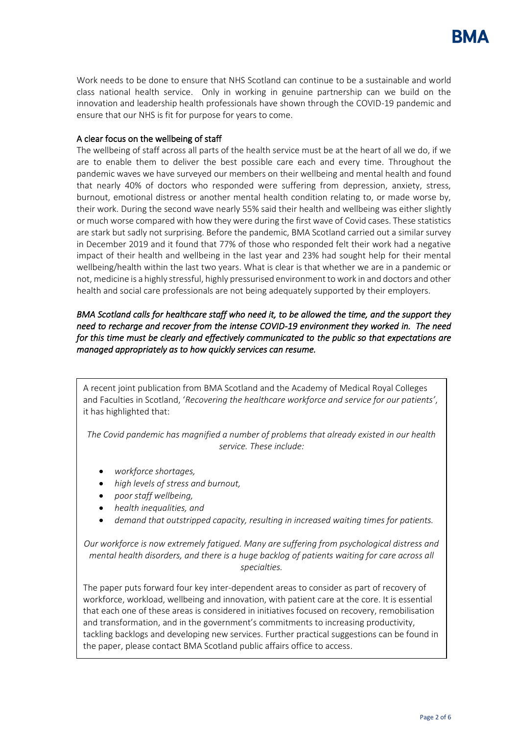Work needs to be done to ensure that NHS Scotland can continue to be a sustainable and world class national health service. Only in working in genuine partnership can we build on the innovation and leadership health professionals have shown through the COVID-19 pandemic and ensure that our NHS is fit for purpose for years to come.

## A clear focus on the wellbeing of staff

The wellbeing of staff across all parts of the health service must be at the heart of all we do, if we are to enable them to deliver the best possible care each and every time. Throughout the pandemic waves we have surveyed our members on their wellbeing and mental health and found that nearly 40% of doctors who responded were suffering from depression, anxiety, stress, burnout, emotional distress or another mental health condition relating to, or made worse by, their work. During the second wave nearly 55% said their health and wellbeing was either slightly or much worse compared with how they were during the first wave of Covid cases. These statistics are stark but sadly not surprising. Before the pandemic, BMA Scotland carried out a similar survey in December 2019 and it found that 77% of those who responded felt their work had a negative impact of their health and wellbeing in the last year and 23% had sought help for their mental wellbeing/health within the last two years. What is clear is that whether we are in a pandemic or not, medicine is a highly stressful, highly pressurised environment to work in and doctors and other health and social care professionals are not being adequately supported by their employers.

***BMA Scotland calls for healthcare staff who need it, to be allowed the time, and the support they need to recharge and recover from the intense COVID-19 environment they worked in. The need for this time must be clearly and effectively communicated to the public so that expectations are managed appropriately as to how quickly services can resume.***

A recent joint publication from BMA Scotland and the Academy of Medical Royal Colleges and Faculties in Scotland, '*Recovering the healthcare workforce and service for our patients*', it has highlighted that:

*The Covid pandemic has magnified a number of problems that already existed in our health service. These include:*

- *workforce shortages,*
- *high levels of stress and burnout,*
- *poor staff wellbeing,*
- *health inequalities, and*
- *demand that outstripped capacity, resulting in increased waiting times for patients.*

*Our workforce is now extremely fatigued. Many are suffering from psychological distress and mental health disorders, and there is a huge backlog of patients waiting for care across all specialties.*

The paper puts forward four key inter-dependent areas to consider as part of recovery of workforce, workload, wellbeing and innovation, with patient care at the core. It is essential that each one of these areas is considered in initiatives focused on recovery, remobilisation and transformation, and in the government's commitments to increasing productivity, tackling backlogs and developing new services. Further practical suggestions can be found in the paper, please contact BMA Scotland public affairs office to access.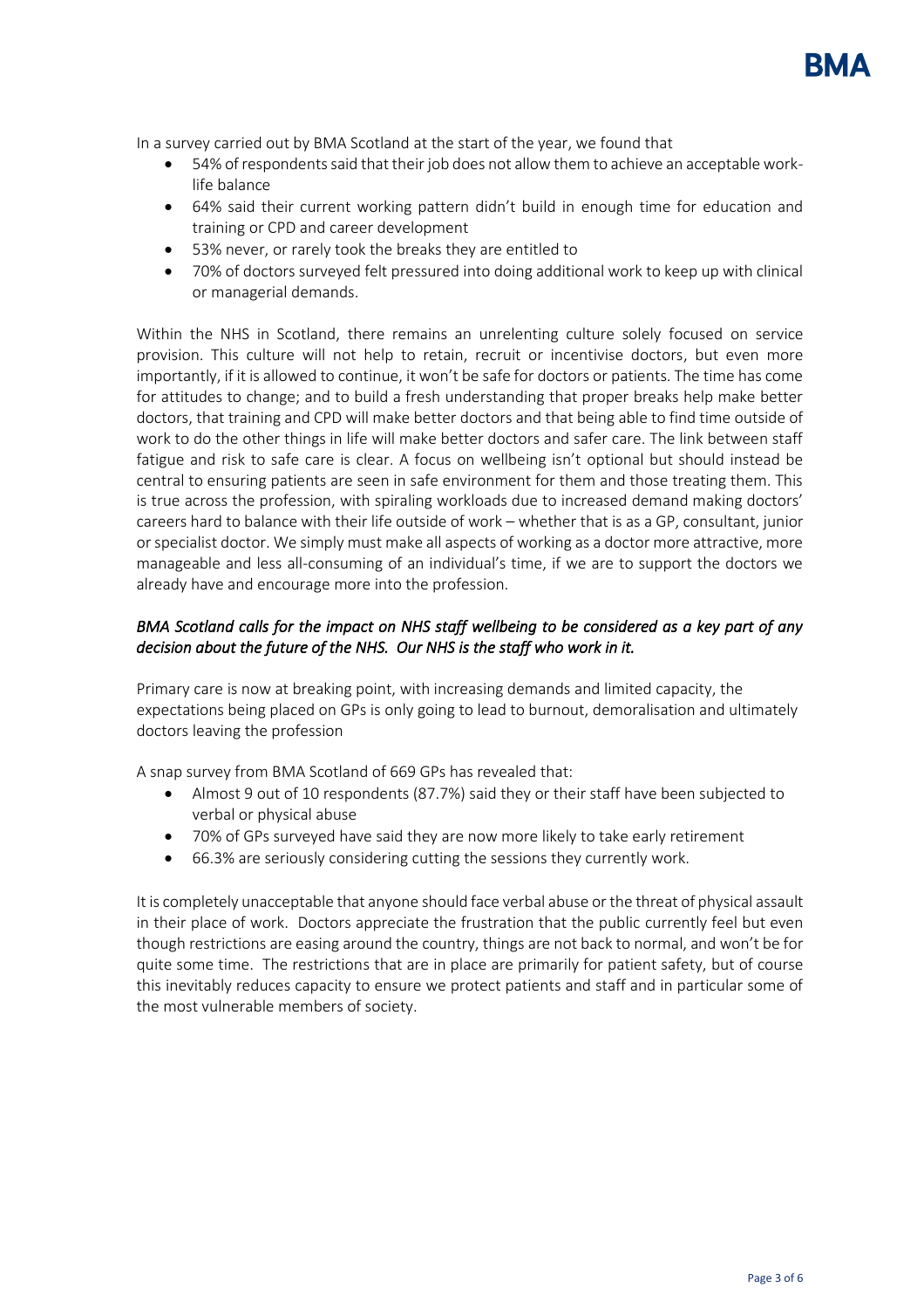In a survey carried out by BMA Scotland at the start of the year, we found that

- 54% of respondents said that their job does not allow them to achieve an acceptable work-life balance
- 64% said their current working pattern didn't build in enough time for education and training or CPD and career development
- 53% never, or rarely took the breaks they are entitled to
- 70% of doctors surveyed felt pressured into doing additional work to keep up with clinical or managerial demands.

Within the NHS in Scotland, there remains an unrelenting culture solely focused on service provision. This culture will not help to retain, recruit or incentivise doctors, but even more importantly, if it is allowed to continue, it won't be safe for doctors or patients. The time has come for attitudes to change; and to build a fresh understanding that proper breaks help make better doctors, that training and CPD will make better doctors and that being able to find time outside of work to do the other things in life will make better doctors and safer care. The link between staff fatigue and risk to safe care is clear. A focus on wellbeing isn't optional but should instead be central to ensuring patients are seen in safe environment for them and those treating them. This is true across the profession, with spiraling workloads due to increased demand making doctors' careers hard to balance with their life outside of work – whether that is as a GP, consultant, junior or specialist doctor. We simply must make all aspects of working as a doctor more attractive, more manageable and less all-consuming of an individual's time, if we are to support the doctors we already have and encourage more into the profession.

*BMA Scotland calls for the impact on NHS staff wellbeing to be considered as a key part of any decision about the future of the NHS. Our NHS is the staff who work in it.*

Primary care is now at breaking point, with increasing demands and limited capacity, the expectations being placed on GPs is only going to lead to burnout, demoralisation and ultimately doctors leaving the profession

A snap survey from BMA Scotland of 669 GPs has revealed that:

- Almost 9 out of 10 respondents (87.7%) said they or their staff have been subjected to verbal or physical abuse
- 70% of GPs surveyed have said they are now more likely to take early retirement
- 66.3% are seriously considering cutting the sessions they currently work.

It is completely unacceptable that anyone should face verbal abuse or the threat of physical assault in their place of work. Doctors appreciate the frustration that the public currently feel but even though restrictions are easing around the country, things are not back to normal, and won't be for quite some time. The restrictions that are in place are primarily for patient safety, but of course this inevitably reduces capacity to ensure we protect patients and staff and in particular some of the most vulnerable members of society.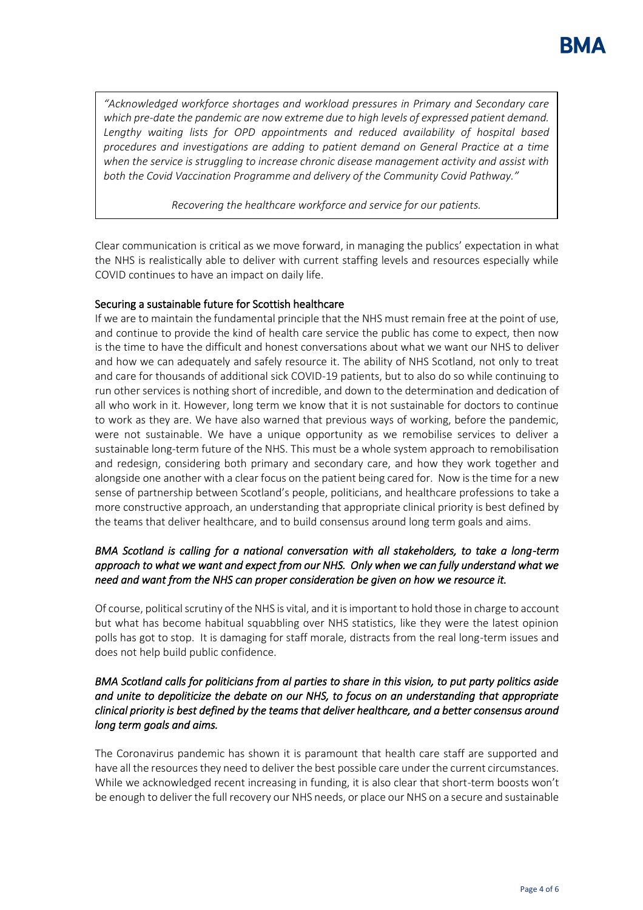*"Acknowledged workforce shortages and workload pressures in Primary and Secondary care which pre-date the pandemic are now extreme due to high levels of expressed patient demand. Lengthy waiting lists for OPD appointments and reduced availability of hospital based procedures and investigations are adding to patient demand on General Practice at a time when the service is struggling to increase chronic disease management activity and assist with both the Covid Vaccination Programme and delivery of the Community Covid Pathway."*

*Recovering the healthcare workforce and service for our patients.*

Clear communication is critical as we move forward, in managing the publics' expectation in what the NHS is realistically able to deliver with current staffing levels and resources especially while COVID continues to have an impact on daily life.

## Securing a sustainable future for Scottish healthcare

If we are to maintain the fundamental principle that the NHS must remain free at the point of use, and continue to provide the kind of health care service the public has come to expect, then now is the time to have the difficult and honest conversations about what we want our NHS to deliver and how we can adequately and safely resource it. The ability of NHS Scotland, not only to treat and care for thousands of additional sick COVID-19 patients, but to also do so while continuing to run other services is nothing short of incredible, and down to the determination and dedication of all who work in it. However, long term we know that it is not sustainable for doctors to continue to work as they are. We have also warned that previous ways of working, before the pandemic, were not sustainable. We have a unique opportunity as we remobilise services to deliver a sustainable long-term future of the NHS. This must be a whole system approach to remobilisation and redesign, considering both primary and secondary care, and how they work together and alongside one another with a clear focus on the patient being cared for. Now is the time for a new sense of partnership between Scotland's people, politicians, and healthcare professions to take a more constructive approach, an understanding that appropriate clinical priority is best defined by the teams that deliver healthcare, and to build consensus around long term goals and aims.

***BMA Scotland is calling for a national conversation with all stakeholders, to take a long-term approach to what we want and expect from our NHS. Only when we can fully understand what we need and want from the NHS can proper consideration be given on how we resource it.***

Of course, political scrutiny of the NHS is vital, and it is important to hold those in charge to account but what has become habitual squabbling over NHS statistics, like they were the latest opinion polls has got to stop. It is damaging for staff morale, distracts from the real long-term issues and does not help build public confidence.

***BMA Scotland calls for politicians from al parties to share in this vision, to put party politics aside and unite to depoliticize the debate on our NHS, to focus on an understanding that appropriate clinical priority is best defined by the teams that deliver healthcare, and a better consensus around long term goals and aims.***

The Coronavirus pandemic has shown it is paramount that health care staff are supported and have all the resources they need to deliver the best possible care under the current circumstances. While we acknowledged recent increasing in funding, it is also clear that short-term boosts won't be enough to deliver the full recovery our NHS needs, or place our NHS on a secure and sustainable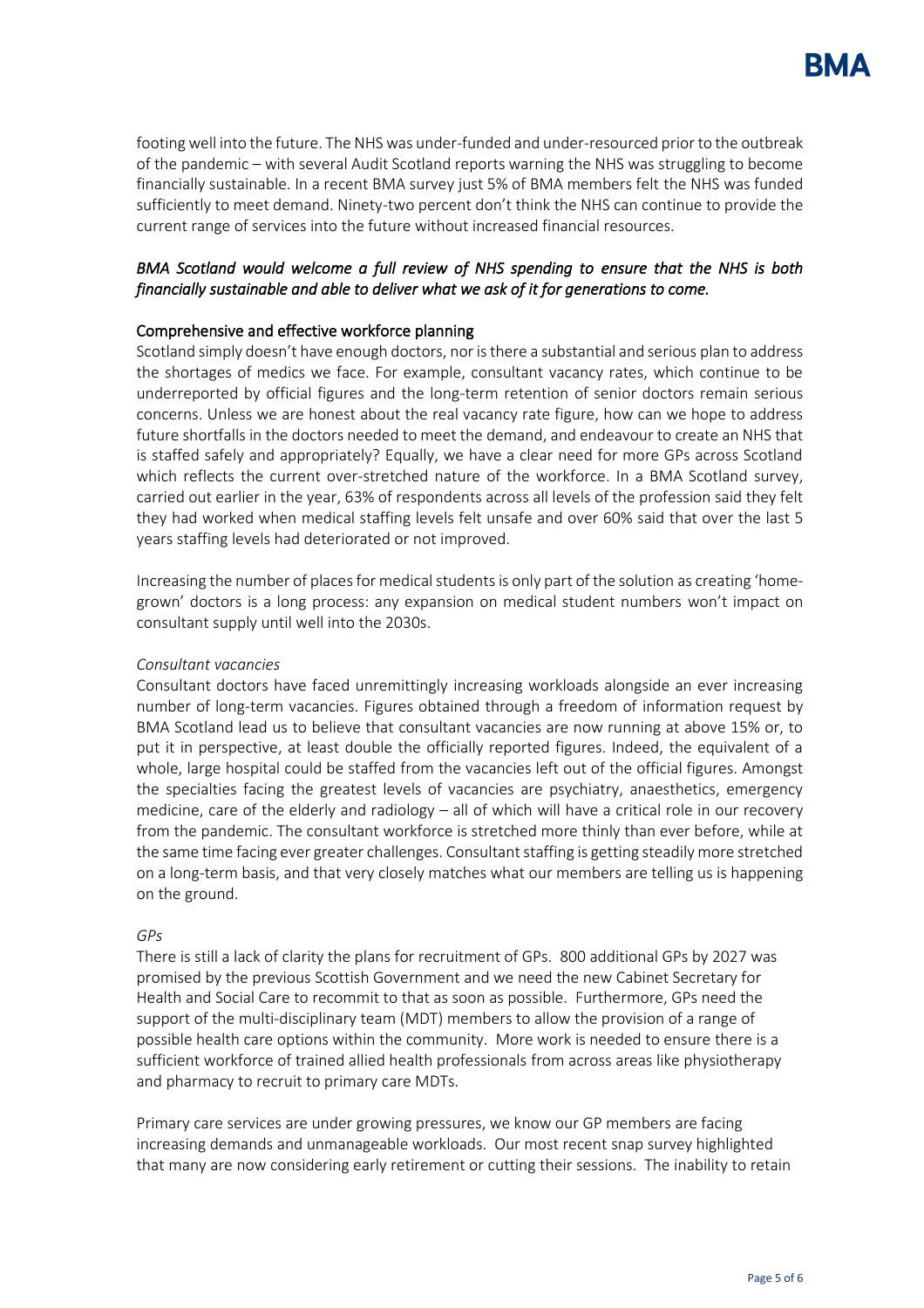footing well into the future. The NHS was under-funded and under-resourced prior to the outbreak of the pandemic – with several Audit Scotland reports warning the NHS was struggling to become financially sustainable. In a recent BMA survey just 5% of BMA members felt the NHS was funded sufficiently to meet demand. Ninety-two percent don't think the NHS can continue to provide the current range of services into the future without increased financial resources.

***BMA Scotland would welcome a full review of NHS spending to ensure that the NHS is both financially sustainable and able to deliver what we ask of it for generations to come.***

## Comprehensive and effective workforce planning

Scotland simply doesn't have enough doctors, nor is there a substantial and serious plan to address the shortages of medics we face. For example, consultant vacancy rates, which continue to be underreported by official figures and the long-term retention of senior doctors remain serious concerns. Unless we are honest about the real vacancy rate figure, how can we hope to address future shortfalls in the doctors needed to meet the demand, and endeavour to create an NHS that is staffed safely and appropriately? Equally, we have a clear need for more GPs across Scotland which reflects the current over-stretched nature of the workforce. In a BMA Scotland survey, carried out earlier in the year, 63% of respondents across all levels of the profession said they felt they had worked when medical staffing levels felt unsafe and over 60% said that over the last 5 years staffing levels had deteriorated or not improved.

Increasing the number of places for medical students is only part of the solution as creating 'home-grown' doctors is a long process: any expansion on medical student numbers won't impact on consultant supply until well into the 2030s.

### *Consultant vacancies*

Consultant doctors have faced unremittingly increasing workloads alongside an ever increasing number of long-term vacancies. Figures obtained through a freedom of information request by BMA Scotland lead us to believe that consultant vacancies are now running at above 15% or, to put it in perspective, at least double the officially reported figures. Indeed, the equivalent of a whole, large hospital could be staffed from the vacancies left out of the official figures. Amongst the specialties facing the greatest levels of vacancies are psychiatry, anaesthetics, emergency medicine, care of the elderly and radiology – all of which will have a critical role in our recovery from the pandemic. The consultant workforce is stretched more thinly than ever before, while at the same time facing ever greater challenges. Consultant staffing is getting steadily more stretched on a long-term basis, and that very closely matches what our members are telling us is happening on the ground.

### *GPs*

There is still a lack of clarity the plans for recruitment of GPs. 800 additional GPs by 2027 was promised by the previous Scottish Government and we need the new Cabinet Secretary for Health and Social Care to recommit to that as soon as possible. Furthermore, GPs need the support of the multi-disciplinary team (MDT) members to allow the provision of a range of possible health care options within the community. More work is needed to ensure there is a sufficient workforce of trained allied health professionals from across areas like physiotherapy and pharmacy to recruit to primary care MDTs.

Primary care services are under growing pressures, we know our GP members are facing increasing demands and unmanageable workloads. Our most recent snap survey highlighted that many are now considering early retirement or cutting their sessions. The inability to retain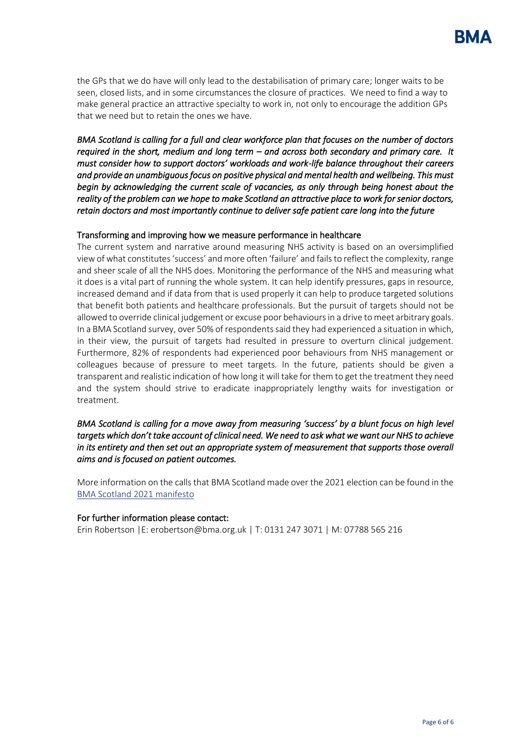the GPs that we do have will only lead to the destabilisation of primary care; longer waits to be seen, closed lists, and in some circumstances the closure of practices. We need to find a way to make general practice an attractive specialty to work in, not only to encourage the addition GPs that we need but to retain the ones we have.

***BMA Scotland is calling for a full and clear workforce plan that focuses on the number of doctors required in the short, medium and long term – and across both secondary and primary care. It must consider how to support doctors' workloads and work-life balance throughout their careers and provide an unambiguous focus on positive physical and mental health and wellbeing. This must begin by acknowledging the current scale of vacancies, as only through being honest about the reality of the problem can we hope to make Scotland an attractive place to work for senior doctors, retain doctors and most importantly continue to deliver safe patient care long into the future***

## Transforming and improving how we measure performance in healthcare

The current system and narrative around measuring NHS activity is based on an oversimplified view of what constitutes 'success' and more often 'failure' and fails to reflect the complexity, range and sheer scale of all the NHS does. Monitoring the performance of the NHS and measuring what it does is a vital part of running the whole system. It can help identify pressures, gaps in resource, increased demand and if data from that is used properly it can help to produce targeted solutions that benefit both patients and healthcare professionals. But the pursuit of targets should not be allowed to override clinical judgement or excuse poor behaviours in a drive to meet arbitrary goals. In a BMA Scotland survey, over 50% of respondents said they had experienced a situation in which, in their view, the pursuit of targets had resulted in pressure to overturn clinical judgement. Furthermore, 82% of respondents had experienced poor behaviours from NHS management or colleagues because of pressure to meet targets. In the future, patients should be given a transparent and realistic indication of how long it will take for them to get the treatment they need and the system should strive to eradicate inappropriately lengthy waits for investigation or treatment.

***BMA Scotland is calling for a move away from measuring 'success' by a blunt focus on high level targets which don't take account of clinical need. We need to ask what we want our NHS to achieve in its entirety and then set out an appropriate system of measurement that supports those overall aims and is focused on patient outcomes.***

More information on the calls that BMA Scotland made over the 2021 election can be found in the BMA Scotland 2021 manifesto

## For further information please contact:

Erin Robertson |E: erobertson@bma.org.uk | T: 0131 247 3071 | M: 07788 565 216